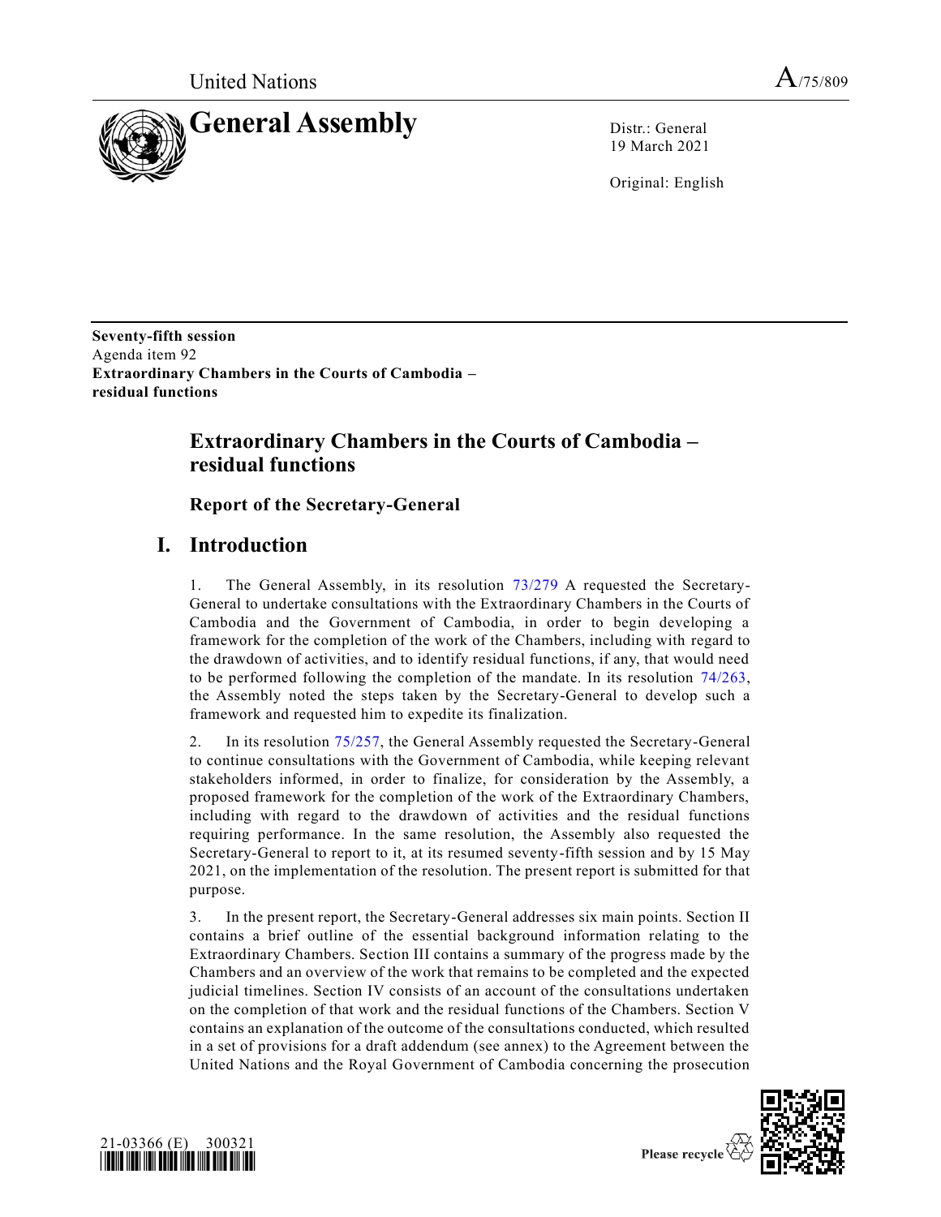United Nations A/75/809

# General Assembly

Distr.: General
19 March 2021

Original: English

**Seventy-fifth session**
Agenda item 92
**Extraordinary Chambers in the Courts of Cambodia – residual functions**

## Extraordinary Chambers in the Courts of Cambodia – residual functions

### Report of the Secretary-General

## I. Introduction

1. The General Assembly, in its resolution 73/279 A requested the Secretary-General to undertake consultations with the Extraordinary Chambers in the Courts of Cambodia and the Government of Cambodia, in order to begin developing a framework for the completion of the work of the Chambers, including with regard to the drawdown of activities, and to identify residual functions, if any, that would need to be performed following the completion of the mandate. In its resolution 74/263, the Assembly noted the steps taken by the Secretary-General to develop such a framework and requested him to expedite its finalization.

2. In its resolution 75/257, the General Assembly requested the Secretary-General to continue consultations with the Government of Cambodia, while keeping relevant stakeholders informed, in order to finalize, for consideration by the Assembly, a proposed framework for the completion of the work of the Extraordinary Chambers, including with regard to the drawdown of activities and the residual functions requiring performance. In the same resolution, the Assembly also requested the Secretary-General to report to it, at its resumed seventy-fifth session and by 15 May 2021, on the implementation of the resolution. The present report is submitted for that purpose.

3. In the present report, the Secretary-General addresses six main points. Section II contains a brief outline of the essential background information relating to the Extraordinary Chambers. Section III contains a summary of the progress made by the Chambers and an overview of the work that remains to be completed and the expected judicial timelines. Section IV consists of an account of the consultations undertaken on the completion of that work and the residual functions of the Chambers. Section V contains an explanation of the outcome of the consultations conducted, which resulted in a set of provisions for a draft addendum (see annex) to the Agreement between the United Nations and the Royal Government of Cambodia concerning the prosecution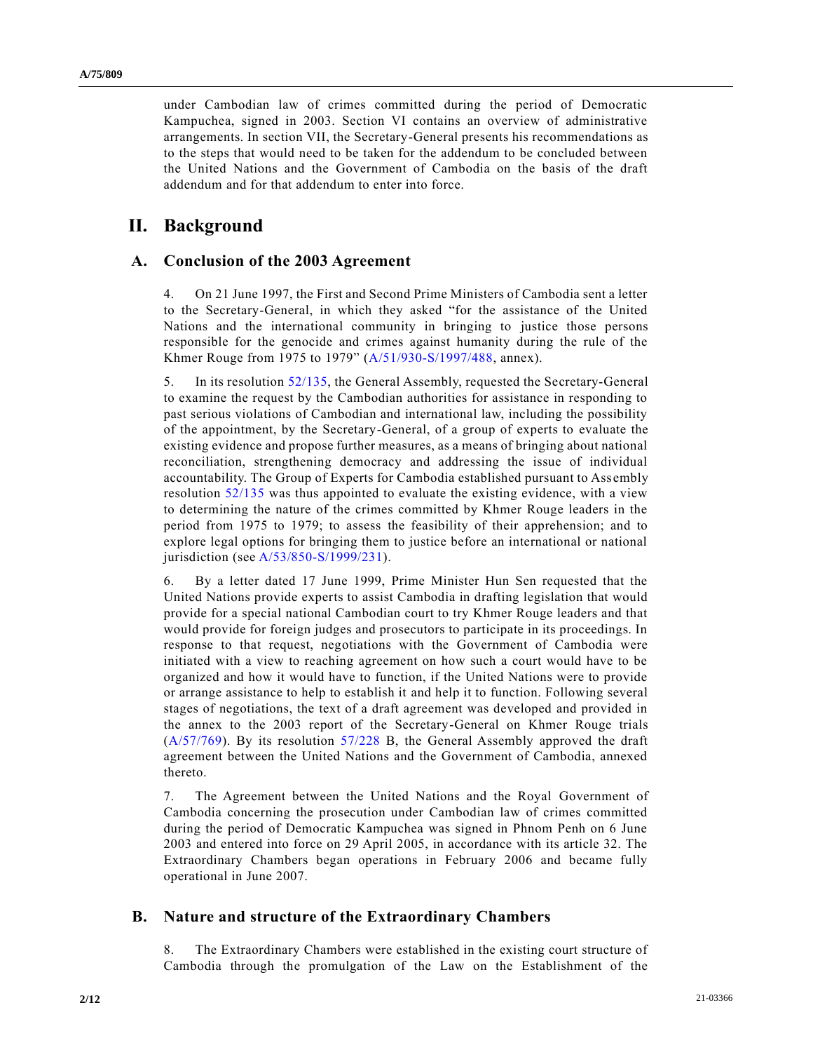under Cambodian law of crimes committed during the period of Democratic Kampuchea, signed in 2003. Section VI contains an overview of administrative arrangements. In section VII, the Secretary-General presents his recommendations as to the steps that would need to be taken for the addendum to be concluded between the United Nations and the Government of Cambodia on the basis of the draft addendum and for that addendum to enter into force.

# II. Background

## A. Conclusion of the 2003 Agreement

4. On 21 June 1997, the First and Second Prime Ministers of Cambodia sent a letter to the Secretary-General, in which they asked "for the assistance of the United Nations and the international community in bringing to justice those persons responsible for the genocide and crimes against humanity during the rule of the Khmer Rouge from 1975 to 1979" (A/51/930-S/1997/488, annex).

5. In its resolution 52/135, the General Assembly, requested the Secretary-General to examine the request by the Cambodian authorities for assistance in responding to past serious violations of Cambodian and international law, including the possibility of the appointment, by the Secretary-General, of a group of experts to evaluate the existing evidence and propose further measures, as a means of bringing about national reconciliation, strengthening democracy and addressing the issue of individual accountability. The Group of Experts for Cambodia established pursuant to Assembly resolution 52/135 was thus appointed to evaluate the existing evidence, with a view to determining the nature of the crimes committed by Khmer Rouge leaders in the period from 1975 to 1979; to assess the feasibility of their apprehension; and to explore legal options for bringing them to justice before an international or national jurisdiction (see A/53/850-S/1999/231).

6. By a letter dated 17 June 1999, Prime Minister Hun Sen requested that the United Nations provide experts to assist Cambodia in drafting legislation that would provide for a special national Cambodian court to try Khmer Rouge leaders and that would provide for foreign judges and prosecutors to participate in its proceedings. In response to that request, negotiations with the Government of Cambodia were initiated with a view to reaching agreement on how such a court would have to be organized and how it would have to function, if the United Nations were to provide or arrange assistance to help to establish it and help it to function. Following several stages of negotiations, the text of a draft agreement was developed and provided in the annex to the 2003 report of the Secretary-General on Khmer Rouge trials (A/57/769). By its resolution 57/228 B, the General Assembly approved the draft agreement between the United Nations and the Government of Cambodia, annexed thereto.

7. The Agreement between the United Nations and the Royal Government of Cambodia concerning the prosecution under Cambodian law of crimes committed during the period of Democratic Kampuchea was signed in Phnom Penh on 6 June 2003 and entered into force on 29 April 2005, in accordance with its article 32. The Extraordinary Chambers began operations in February 2006 and became fully operational in June 2007.

## B. Nature and structure of the Extraordinary Chambers

8. The Extraordinary Chambers were established in the existing court structure of Cambodia through the promulgation of the Law on the Establishment of the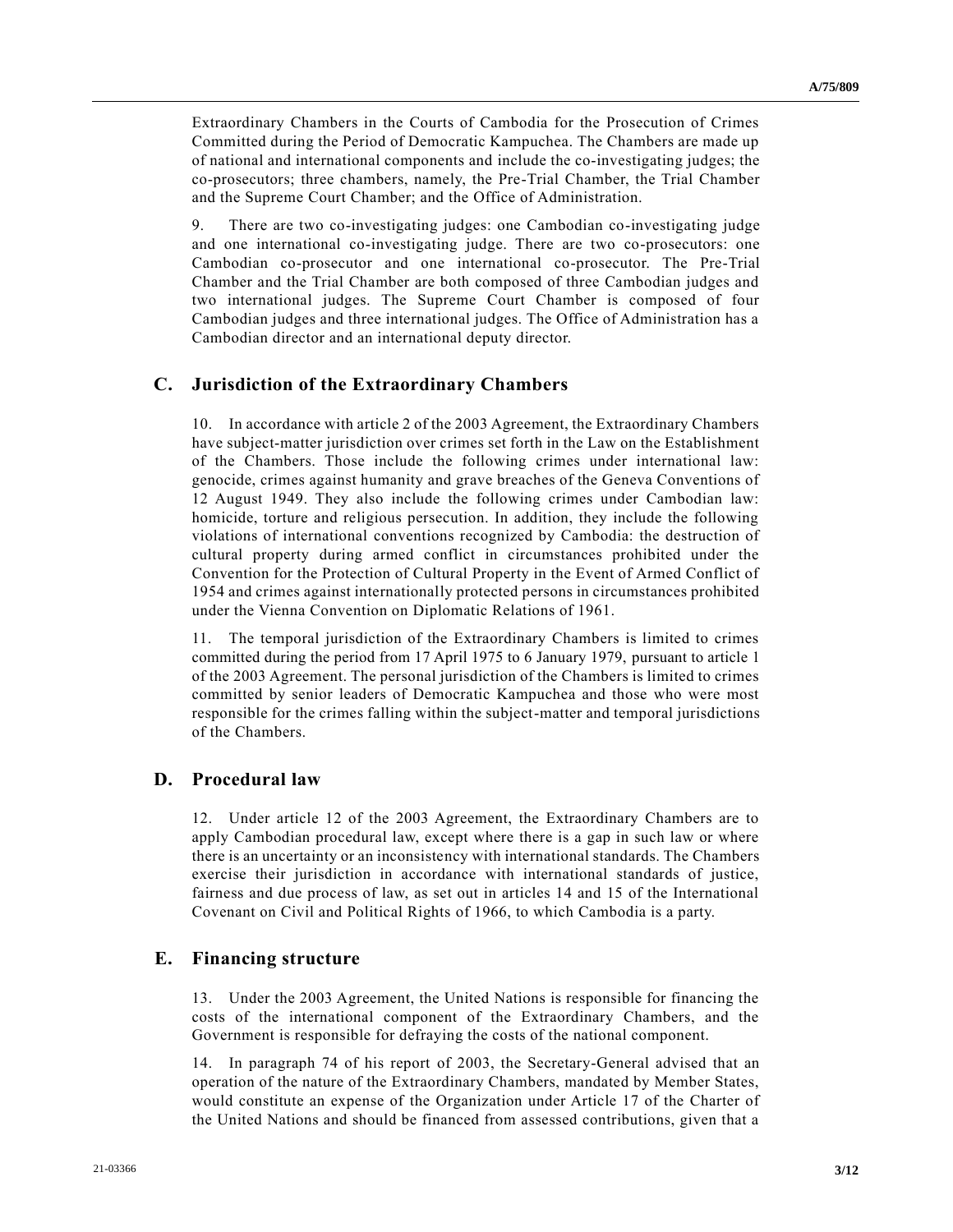Extraordinary Chambers in the Courts of Cambodia for the Prosecution of Crimes Committed during the Period of Democratic Kampuchea. The Chambers are made up of national and international components and include the co-investigating judges; the co-prosecutors; three chambers, namely, the Pre-Trial Chamber, the Trial Chamber and the Supreme Court Chamber; and the Office of Administration.

9. There are two co-investigating judges: one Cambodian co-investigating judge and one international co-investigating judge. There are two co-prosecutors: one Cambodian co-prosecutor and one international co-prosecutor. The Pre-Trial Chamber and the Trial Chamber are both composed of three Cambodian judges and two international judges. The Supreme Court Chamber is composed of four Cambodian judges and three international judges. The Office of Administration has a Cambodian director and an international deputy director.

## C. Jurisdiction of the Extraordinary Chambers

10. In accordance with article 2 of the 2003 Agreement, the Extraordinary Chambers have subject-matter jurisdiction over crimes set forth in the Law on the Establishment of the Chambers. Those include the following crimes under international law: genocide, crimes against humanity and grave breaches of the Geneva Conventions of 12 August 1949. They also include the following crimes under Cambodian law: homicide, torture and religious persecution. In addition, they include the following violations of international conventions recognized by Cambodia: the destruction of cultural property during armed conflict in circumstances prohibited under the Convention for the Protection of Cultural Property in the Event of Armed Conflict of 1954 and crimes against internationally protected persons in circumstances prohibited under the Vienna Convention on Diplomatic Relations of 1961.

11. The temporal jurisdiction of the Extraordinary Chambers is limited to crimes committed during the period from 17 April 1975 to 6 January 1979, pursuant to article 1 of the 2003 Agreement. The personal jurisdiction of the Chambers is limited to crimes committed by senior leaders of Democratic Kampuchea and those who were most responsible for the crimes falling within the subject-matter and temporal jurisdictions of the Chambers.

## D. Procedural law

12. Under article 12 of the 2003 Agreement, the Extraordinary Chambers are to apply Cambodian procedural law, except where there is a gap in such law or where there is an uncertainty or an inconsistency with international standards. The Chambers exercise their jurisdiction in accordance with international standards of justice, fairness and due process of law, as set out in articles 14 and 15 of the International Covenant on Civil and Political Rights of 1966, to which Cambodia is a party.

## E. Financing structure

13. Under the 2003 Agreement, the United Nations is responsible for financing the costs of the international component of the Extraordinary Chambers, and the Government is responsible for defraying the costs of the national component.

14. In paragraph 74 of his report of 2003, the Secretary-General advised that an operation of the nature of the Extraordinary Chambers, mandated by Member States, would constitute an expense of the Organization under Article 17 of the Charter of the United Nations and should be financed from assessed contributions, given that a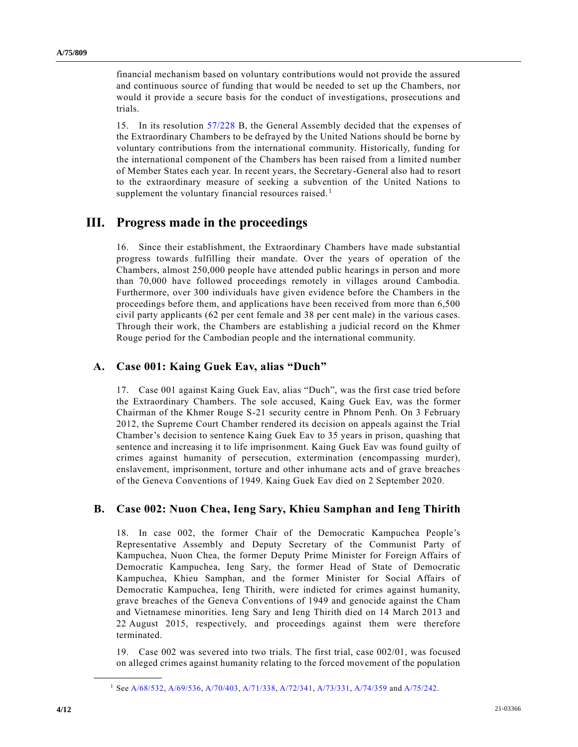financial mechanism based on voluntary contributions would not provide the assured and continuous source of funding that would be needed to set up the Chambers, nor would it provide a secure basis for the conduct of investigations, prosecutions and trials.

15. In its resolution 57/228 B, the General Assembly decided that the expenses of the Extraordinary Chambers to be defrayed by the United Nations should be borne by voluntary contributions from the international community. Historically, funding for the international component of the Chambers has been raised from a limited number of Member States each year. In recent years, the Secretary-General also had to resort to the extraordinary measure of seeking a subvention of the United Nations to supplement the voluntary financial resources raised.[1]

## III. Progress made in the proceedings

16. Since their establishment, the Extraordinary Chambers have made substantial progress towards fulfilling their mandate. Over the years of operation of the Chambers, almost 250,000 people have attended public hearings in person and more than 70,000 have followed proceedings remotely in villages around Cambodia. Furthermore, over 300 individuals have given evidence before the Chambers in the proceedings before them, and applications have been received from more than 6,500 civil party applicants (62 per cent female and 38 per cent male) in the various cases. Through their work, the Chambers are establishing a judicial record on the Khmer Rouge period for the Cambodian people and the international community.

### A. Case 001: Kaing Guek Eav, alias "Duch"

17. Case 001 against Kaing Guek Eav, alias "Duch", was the first case tried before the Extraordinary Chambers. The sole accused, Kaing Guek Eav, was the former Chairman of the Khmer Rouge S-21 security centre in Phnom Penh. On 3 February 2012, the Supreme Court Chamber rendered its decision on appeals against the Trial Chamber's decision to sentence Kaing Guek Eav to 35 years in prison, quashing that sentence and increasing it to life imprisonment. Kaing Guek Eav was found guilty of crimes against humanity of persecution, extermination (encompassing murder), enslavement, imprisonment, torture and other inhumane acts and of grave breaches of the Geneva Conventions of 1949. Kaing Guek Eav died on 2 September 2020.

### B. Case 002: Nuon Chea, Ieng Sary, Khieu Samphan and Ieng Thirith

18. In case 002, the former Chair of the Democratic Kampuchea People's Representative Assembly and Deputy Secretary of the Communist Party of Kampuchea, Nuon Chea, the former Deputy Prime Minister for Foreign Affairs of Democratic Kampuchea, Ieng Sary, the former Head of State of Democratic Kampuchea, Khieu Samphan, and the former Minister for Social Affairs of Democratic Kampuchea, Ieng Thirith, were indicted for crimes against humanity, grave breaches of the Geneva Conventions of 1949 and genocide against the Cham and Vietnamese minorities. Ieng Sary and Ieng Thirith died on 14 March 2013 and 22 August 2015, respectively, and proceedings against them were therefore terminated.

19. Case 002 was severed into two trials. The first trial, case 002/01, was focused on alleged crimes against humanity relating to the forced movement of the population

---

[1] See A/68/532, A/69/536, A/70/403, A/71/338, A/72/341, A/73/331, A/74/359 and A/75/242.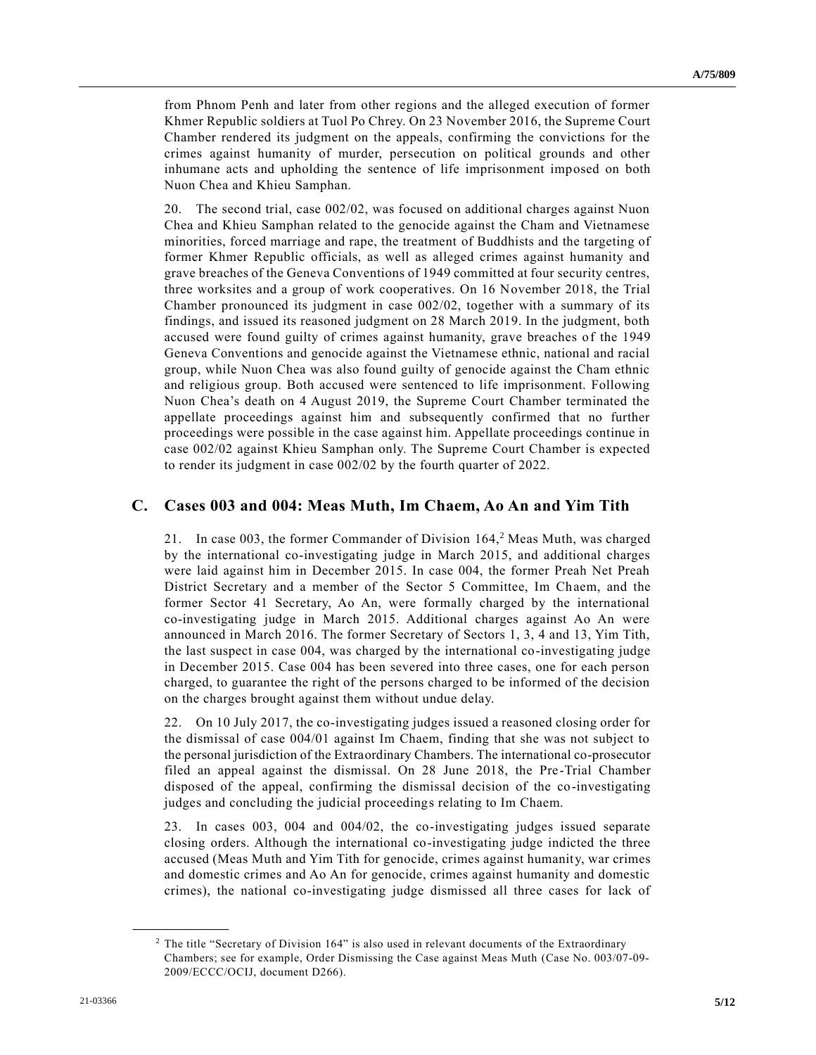from Phnom Penh and later from other regions and the alleged execution of former Khmer Republic soldiers at Tuol Po Chrey. On 23 November 2016, the Supreme Court Chamber rendered its judgment on the appeals, confirming the convictions for the crimes against humanity of murder, persecution on political grounds and other inhumane acts and upholding the sentence of life imprisonment imposed on both Nuon Chea and Khieu Samphan.

20. The second trial, case 002/02, was focused on additional charges against Nuon Chea and Khieu Samphan related to the genocide against the Cham and Vietnamese minorities, forced marriage and rape, the treatment of Buddhists and the targeting of former Khmer Republic officials, as well as alleged crimes against humanity and grave breaches of the Geneva Conventions of 1949 committed at four security centres, three worksites and a group of work cooperatives. On 16 November 2018, the Trial Chamber pronounced its judgment in case 002/02, together with a summary of its findings, and issued its reasoned judgment on 28 March 2019. In the judgment, both accused were found guilty of crimes against humanity, grave breaches of the 1949 Geneva Conventions and genocide against the Vietnamese ethnic, national and racial group, while Nuon Chea was also found guilty of genocide against the Cham ethnic and religious group. Both accused were sentenced to life imprisonment. Following Nuon Chea's death on 4 August 2019, the Supreme Court Chamber terminated the appellate proceedings against him and subsequently confirmed that no further proceedings were possible in the case against him. Appellate proceedings continue in case 002/02 against Khieu Samphan only. The Supreme Court Chamber is expected to render its judgment in case 002/02 by the fourth quarter of 2022.

## C. Cases 003 and 004: Meas Muth, Im Chaem, Ao An and Yim Tith

21. In case 003, the former Commander of Division 164,[2] Meas Muth, was charged by the international co-investigating judge in March 2015, and additional charges were laid against him in December 2015. In case 004, the former Preah Net Preah District Secretary and a member of the Sector 5 Committee, Im Chaem, and the former Sector 41 Secretary, Ao An, were formally charged by the international co-investigating judge in March 2015. Additional charges against Ao An were announced in March 2016. The former Secretary of Sectors 1, 3, 4 and 13, Yim Tith, the last suspect in case 004, was charged by the international co-investigating judge in December 2015. Case 004 has been severed into three cases, one for each person charged, to guarantee the right of the persons charged to be informed of the decision on the charges brought against them without undue delay.

22. On 10 July 2017, the co-investigating judges issued a reasoned closing order for the dismissal of case 004/01 against Im Chaem, finding that she was not subject to the personal jurisdiction of the Extraordinary Chambers. The international co-prosecutor filed an appeal against the dismissal. On 28 June 2018, the Pre-Trial Chamber disposed of the appeal, confirming the dismissal decision of the co-investigating judges and concluding the judicial proceedings relating to Im Chaem.

23. In cases 003, 004 and 004/02, the co-investigating judges issued separate closing orders. Although the international co-investigating judge indicted the three accused (Meas Muth and Yim Tith for genocide, crimes against humanity, war crimes and domestic crimes and Ao An for genocide, crimes against humanity and domestic crimes), the national co-investigating judge dismissed all three cases for lack of

[2] The title "Secretary of Division 164" is also used in relevant documents of the Extraordinary Chambers; see for example, Order Dismissing the Case against Meas Muth (Case No. 003/07-09-2009/ECCC/OCIJ, document D266).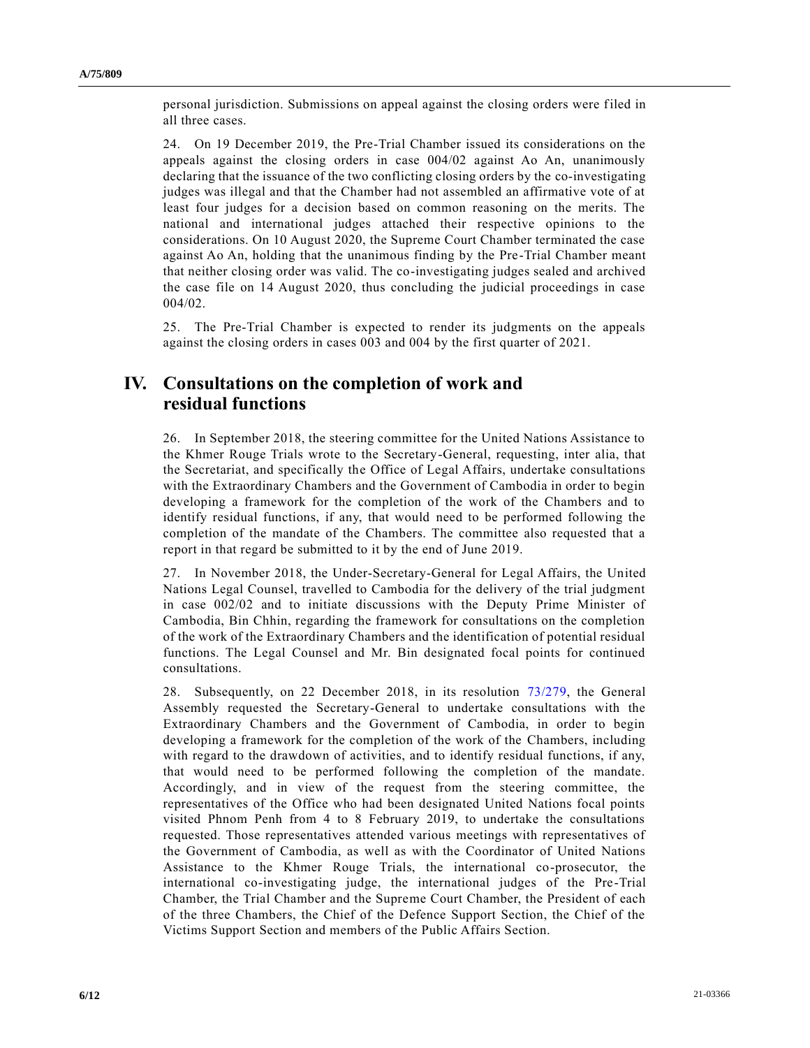personal jurisdiction. Submissions on appeal against the closing orders were filed in all three cases.

24. On 19 December 2019, the Pre-Trial Chamber issued its considerations on the appeals against the closing orders in case 004/02 against Ao An, unanimously declaring that the issuance of the two conflicting closing orders by the co-investigating judges was illegal and that the Chamber had not assembled an affirmative vote of at least four judges for a decision based on common reasoning on the merits. The national and international judges attached their respective opinions to the considerations. On 10 August 2020, the Supreme Court Chamber terminated the case against Ao An, holding that the unanimous finding by the Pre-Trial Chamber meant that neither closing order was valid. The co-investigating judges sealed and archived the case file on 14 August 2020, thus concluding the judicial proceedings in case 004/02.

25. The Pre-Trial Chamber is expected to render its judgments on the appeals against the closing orders in cases 003 and 004 by the first quarter of 2021.

# IV. Consultations on the completion of work and residual functions

26. In September 2018, the steering committee for the United Nations Assistance to the Khmer Rouge Trials wrote to the Secretary-General, requesting, inter alia, that the Secretariat, and specifically the Office of Legal Affairs, undertake consultations with the Extraordinary Chambers and the Government of Cambodia in order to begin developing a framework for the completion of the work of the Chambers and to identify residual functions, if any, that would need to be performed following the completion of the mandate of the Chambers. The committee also requested that a report in that regard be submitted to it by the end of June 2019.

27. In November 2018, the Under-Secretary-General for Legal Affairs, the United Nations Legal Counsel, travelled to Cambodia for the delivery of the trial judgment in case 002/02 and to initiate discussions with the Deputy Prime Minister of Cambodia, Bin Chhin, regarding the framework for consultations on the completion of the work of the Extraordinary Chambers and the identification of potential residual functions. The Legal Counsel and Mr. Bin designated focal points for continued consultations.

28. Subsequently, on 22 December 2018, in its resolution 73/279, the General Assembly requested the Secretary-General to undertake consultations with the Extraordinary Chambers and the Government of Cambodia, in order to begin developing a framework for the completion of the work of the Chambers, including with regard to the drawdown of activities, and to identify residual functions, if any, that would need to be performed following the completion of the mandate. Accordingly, and in view of the request from the steering committee, the representatives of the Office who had been designated United Nations focal points visited Phnom Penh from 4 to 8 February 2019, to undertake the consultations requested. Those representatives attended various meetings with representatives of the Government of Cambodia, as well as with the Coordinator of United Nations Assistance to the Khmer Rouge Trials, the international co-prosecutor, the international co-investigating judge, the international judges of the Pre-Trial Chamber, the Trial Chamber and the Supreme Court Chamber, the President of each of the three Chambers, the Chief of the Defence Support Section, the Chief of the Victims Support Section and members of the Public Affairs Section.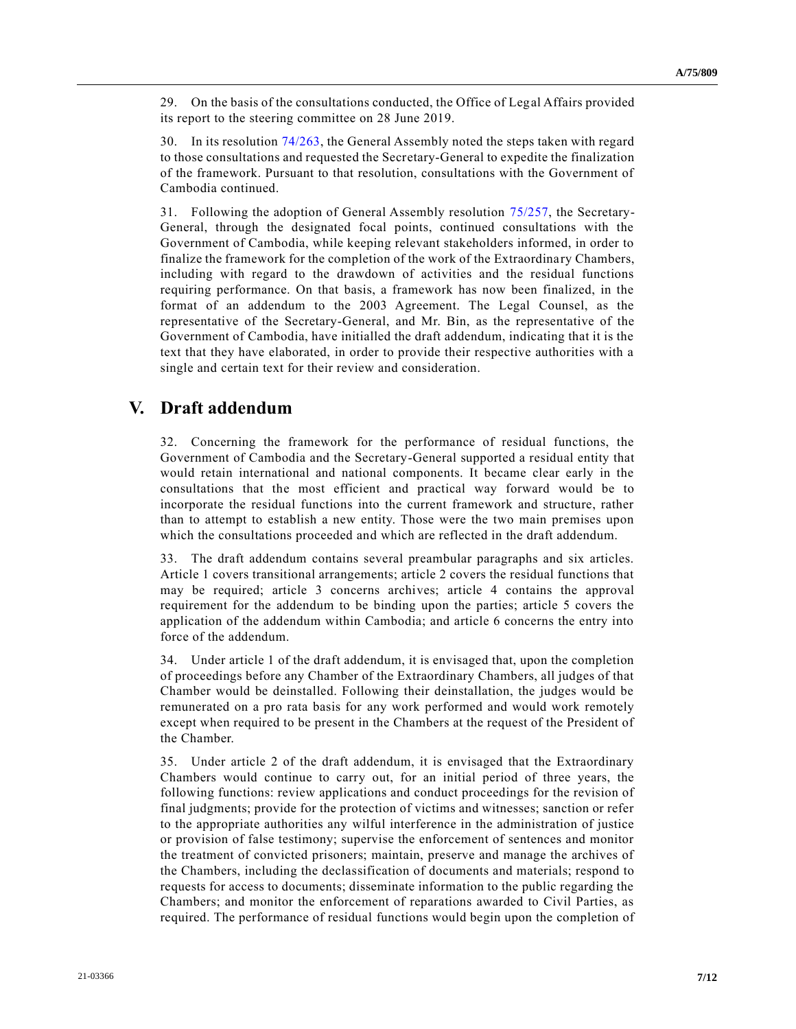29. On the basis of the consultations conducted, the Office of Legal Affairs provided its report to the steering committee on 28 June 2019.

30. In its resolution 74/263, the General Assembly noted the steps taken with regard to those consultations and requested the Secretary-General to expedite the finalization of the framework. Pursuant to that resolution, consultations with the Government of Cambodia continued.

31. Following the adoption of General Assembly resolution 75/257, the Secretary-General, through the designated focal points, continued consultations with the Government of Cambodia, while keeping relevant stakeholders informed, in order to finalize the framework for the completion of the work of the Extraordinary Chambers, including with regard to the drawdown of activities and the residual functions requiring performance. On that basis, a framework has now been finalized, in the format of an addendum to the 2003 Agreement. The Legal Counsel, as the representative of the Secretary-General, and Mr. Bin, as the representative of the Government of Cambodia, have initialled the draft addendum, indicating that it is the text that they have elaborated, in order to provide their respective authorities with a single and certain text for their review and consideration.

## V. Draft addendum

32. Concerning the framework for the performance of residual functions, the Government of Cambodia and the Secretary-General supported a residual entity that would retain international and national components. It became clear early in the consultations that the most efficient and practical way forward would be to incorporate the residual functions into the current framework and structure, rather than to attempt to establish a new entity. Those were the two main premises upon which the consultations proceeded and which are reflected in the draft addendum.

33. The draft addendum contains several preambular paragraphs and six articles. Article 1 covers transitional arrangements; article 2 covers the residual functions that may be required; article 3 concerns archives; article 4 contains the approval requirement for the addendum to be binding upon the parties; article 5 covers the application of the addendum within Cambodia; and article 6 concerns the entry into force of the addendum.

34. Under article 1 of the draft addendum, it is envisaged that, upon the completion of proceedings before any Chamber of the Extraordinary Chambers, all judges of that Chamber would be deinstalled. Following their deinstallation, the judges would be remunerated on a pro rata basis for any work performed and would work remotely except when required to be present in the Chambers at the request of the President of the Chamber.

35. Under article 2 of the draft addendum, it is envisaged that the Extraordinary Chambers would continue to carry out, for an initial period of three years, the following functions: review applications and conduct proceedings for the revision of final judgments; provide for the protection of victims and witnesses; sanction or refer to the appropriate authorities any wilful interference in the administration of justice or provision of false testimony; supervise the enforcement of sentences and monitor the treatment of convicted prisoners; maintain, preserve and manage the archives of the Chambers, including the declassification of documents and materials; respond to requests for access to documents; disseminate information to the public regarding the Chambers; and monitor the enforcement of reparations awarded to Civil Parties, as required. The performance of residual functions would begin upon the completion of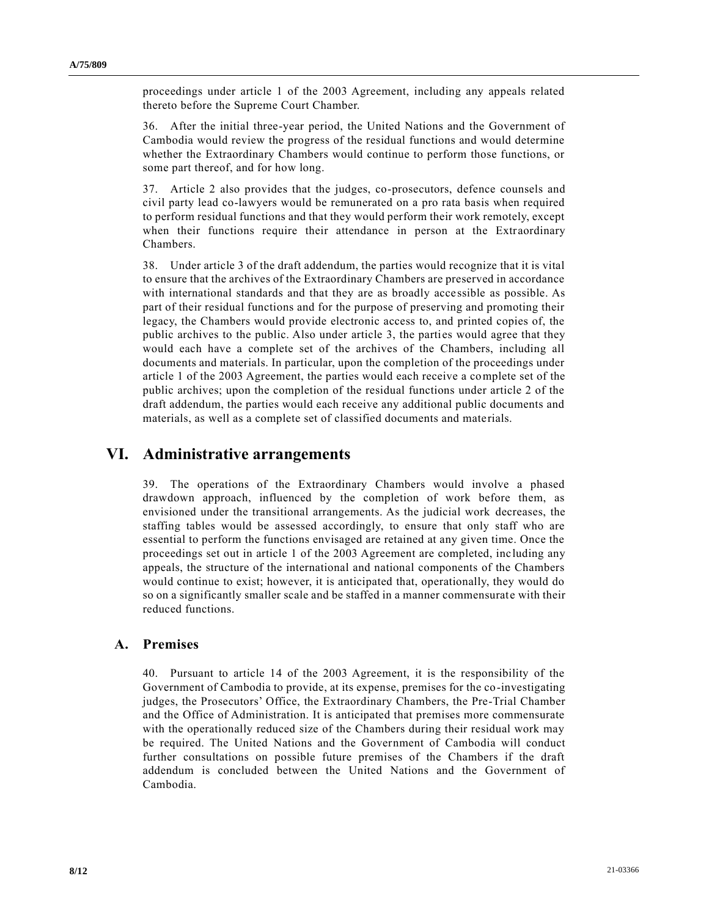proceedings under article 1 of the 2003 Agreement, including any appeals related thereto before the Supreme Court Chamber.

36. After the initial three-year period, the United Nations and the Government of Cambodia would review the progress of the residual functions and would determine whether the Extraordinary Chambers would continue to perform those functions, or some part thereof, and for how long.

37. Article 2 also provides that the judges, co-prosecutors, defence counsels and civil party lead co-lawyers would be remunerated on a pro rata basis when required to perform residual functions and that they would perform their work remotely, except when their functions require their attendance in person at the Extraordinary Chambers.

38. Under article 3 of the draft addendum, the parties would recognize that it is vital to ensure that the archives of the Extraordinary Chambers are preserved in accordance with international standards and that they are as broadly accessible as possible. As part of their residual functions and for the purpose of preserving and promoting their legacy, the Chambers would provide electronic access to, and printed copies of, the public archives to the public. Also under article 3, the parties would agree that they would each have a complete set of the archives of the Chambers, including all documents and materials. In particular, upon the completion of the proceedings under article 1 of the 2003 Agreement, the parties would each receive a complete set of the public archives; upon the completion of the residual functions under article 2 of the draft addendum, the parties would each receive any additional public documents and materials, as well as a complete set of classified documents and materials.

# VI. Administrative arrangements

39. The operations of the Extraordinary Chambers would involve a phased drawdown approach, influenced by the completion of work before them, as envisioned under the transitional arrangements. As the judicial work decreases, the staffing tables would be assessed accordingly, to ensure that only staff who are essential to perform the functions envisaged are retained at any given time. Once the proceedings set out in article 1 of the 2003 Agreement are completed, including any appeals, the structure of the international and national components of the Chambers would continue to exist; however, it is anticipated that, operationally, they would do so on a significantly smaller scale and be staffed in a manner commensurate with their reduced functions.

## A. Premises

40. Pursuant to article 14 of the 2003 Agreement, it is the responsibility of the Government of Cambodia to provide, at its expense, premises for the co-investigating judges, the Prosecutors' Office, the Extraordinary Chambers, the Pre-Trial Chamber and the Office of Administration. It is anticipated that premises more commensurate with the operationally reduced size of the Chambers during their residual work may be required. The United Nations and the Government of Cambodia will conduct further consultations on possible future premises of the Chambers if the draft addendum is concluded between the United Nations and the Government of Cambodia.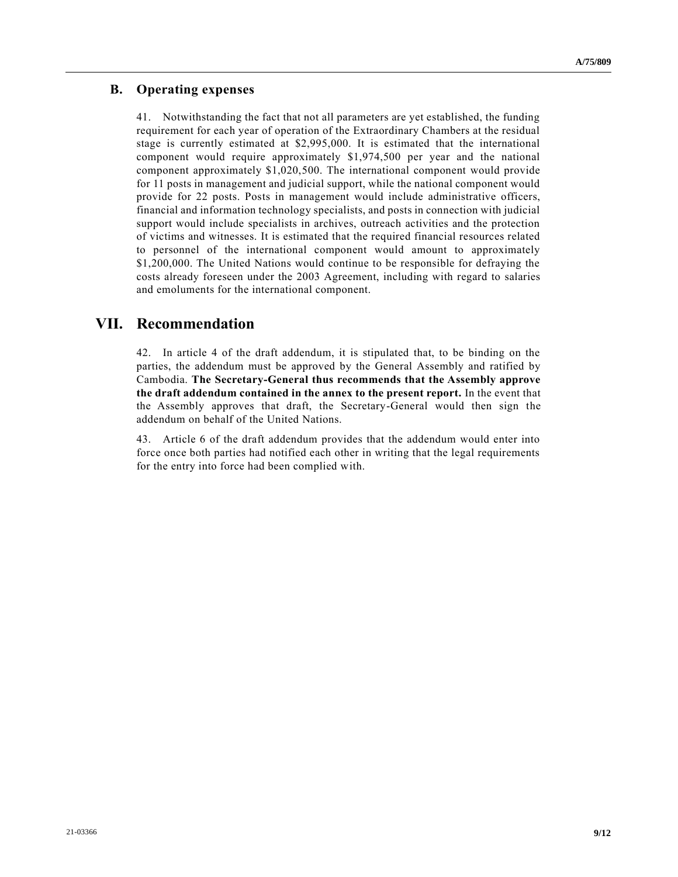### B. Operating expenses

41. Notwithstanding the fact that not all parameters are yet established, the funding requirement for each year of operation of the Extraordinary Chambers at the residual stage is currently estimated at $2,995,000. It is estimated that the international component would require approximately $1,974,500 per year and the national component approximately $1,020,500. The international component would provide for 11 posts in management and judicial support, while the national component would provide for 22 posts. Posts in management would include administrative officers, financial and information technology specialists, and posts in connection with judicial support would include specialists in archives, outreach activities and the protection of victims and witnesses. It is estimated that the required financial resources related to personnel of the international component would amount to approximately $1,200,000. The United Nations would continue to be responsible for defraying the costs already foreseen under the 2003 Agreement, including with regard to salaries and emoluments for the international component.

## VII. Recommendation

42. In article 4 of the draft addendum, it is stipulated that, to be binding on the parties, the addendum must be approved by the General Assembly and ratified by Cambodia. **The Secretary-General thus recommends that the Assembly approve the draft addendum contained in the annex to the present report.** In the event that the Assembly approves that draft, the Secretary-General would then sign the addendum on behalf of the United Nations.

43. Article 6 of the draft addendum provides that the addendum would enter into force once both parties had notified each other in writing that the legal requirements for the entry into force had been complied with.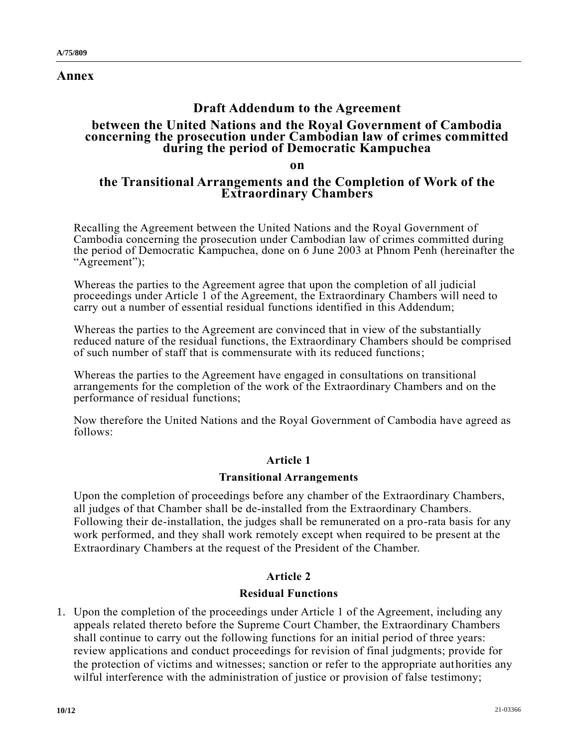## Annex

### Draft Addendum to the Agreement

### between the United Nations and the Royal Government of Cambodia concerning the prosecution under Cambodian law of crimes committed during the period of Democratic Kampuchea

### on

### the Transitional Arrangements and the Completion of Work of the Extraordinary Chambers

Recalling the Agreement between the United Nations and the Royal Government of Cambodia concerning the prosecution under Cambodian law of crimes committed during the period of Democratic Kampuchea, done on 6 June 2003 at Phnom Penh (hereinafter the "Agreement");

Whereas the parties to the Agreement agree that upon the completion of all judicial proceedings under Article 1 of the Agreement, the Extraordinary Chambers will need to carry out a number of essential residual functions identified in this Addendum;

Whereas the parties to the Agreement are convinced that in view of the substantially reduced nature of the residual functions, the Extraordinary Chambers should be comprised of such number of staff that is commensurate with its reduced functions;

Whereas the parties to the Agreement have engaged in consultations on transitional arrangements for the completion of the work of the Extraordinary Chambers and on the performance of residual functions;

Now therefore the United Nations and the Royal Government of Cambodia have agreed as follows:

**Article 1**

**Transitional Arrangements**

Upon the completion of proceedings before any chamber of the Extraordinary Chambers, all judges of that Chamber shall be de-installed from the Extraordinary Chambers. Following their de-installation, the judges shall be remunerated on a pro-rata basis for any work performed, and they shall work remotely except when required to be present at the Extraordinary Chambers at the request of the President of the Chamber.

**Article 2**

**Residual Functions**

1. Upon the completion of the proceedings under Article 1 of the Agreement, including any appeals related thereto before the Supreme Court Chamber, the Extraordinary Chambers shall continue to carry out the following functions for an initial period of three years: review applications and conduct proceedings for revision of final judgments; provide for the protection of victims and witnesses; sanction or refer to the appropriate authorities any wilful interference with the administration of justice or provision of false testimony;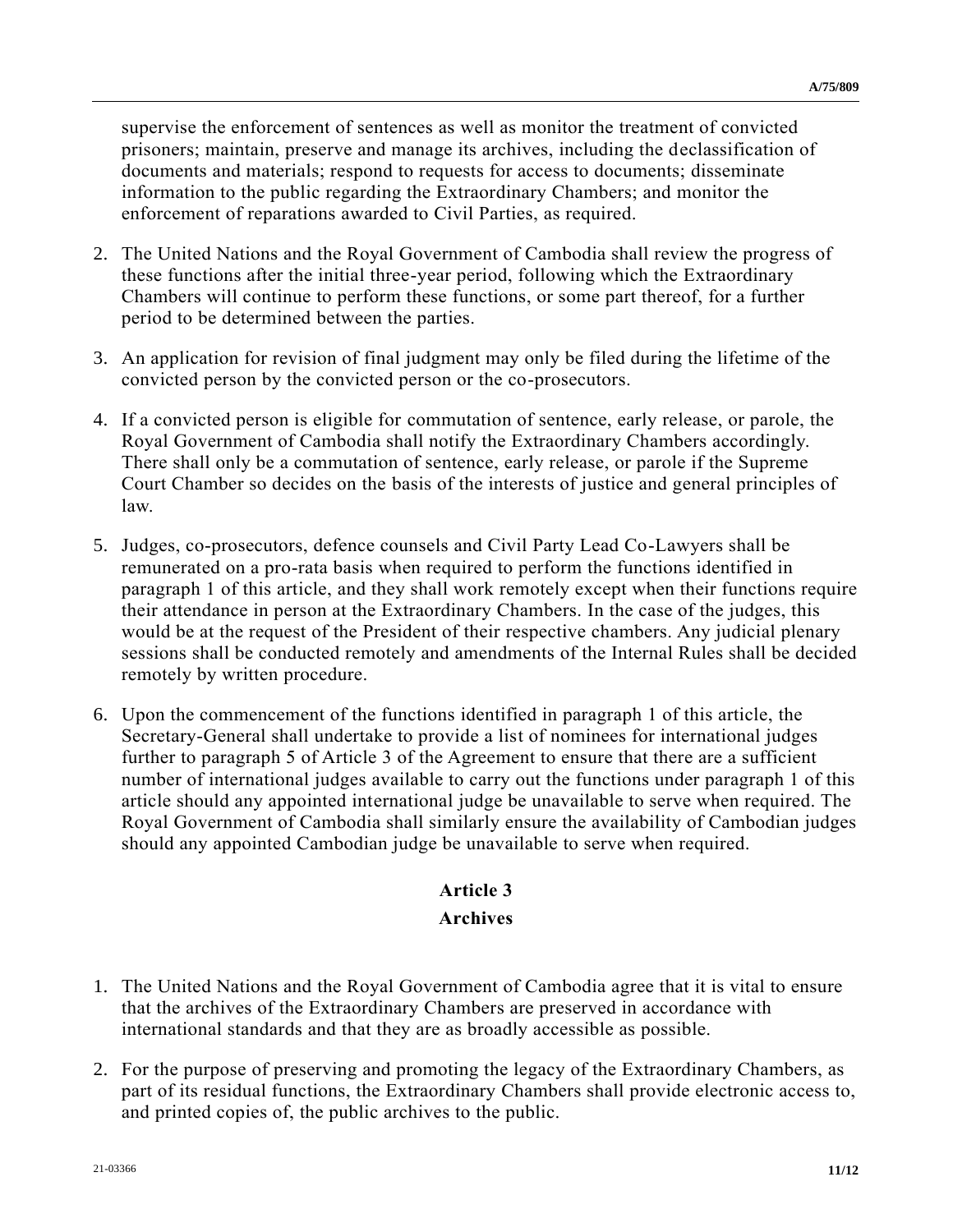supervise the enforcement of sentences as well as monitor the treatment of convicted prisoners; maintain, preserve and manage its archives, including the declassification of documents and materials; respond to requests for access to documents; disseminate information to the public regarding the Extraordinary Chambers; and monitor the enforcement of reparations awarded to Civil Parties, as required.

2. The United Nations and the Royal Government of Cambodia shall review the progress of these functions after the initial three-year period, following which the Extraordinary Chambers will continue to perform these functions, or some part thereof, for a further period to be determined between the parties.

3. An application for revision of final judgment may only be filed during the lifetime of the convicted person by the convicted person or the co-prosecutors.

4. If a convicted person is eligible for commutation of sentence, early release, or parole, the Royal Government of Cambodia shall notify the Extraordinary Chambers accordingly. There shall only be a commutation of sentence, early release, or parole if the Supreme Court Chamber so decides on the basis of the interests of justice and general principles of law.

5. Judges, co-prosecutors, defence counsels and Civil Party Lead Co-Lawyers shall be remunerated on a pro-rata basis when required to perform the functions identified in paragraph 1 of this article, and they shall work remotely except when their functions require their attendance in person at the Extraordinary Chambers. In the case of the judges, this would be at the request of the President of their respective chambers. Any judicial plenary sessions shall be conducted remotely and amendments of the Internal Rules shall be decided remotely by written procedure.

6. Upon the commencement of the functions identified in paragraph 1 of this article, the Secretary-General shall undertake to provide a list of nominees for international judges further to paragraph 5 of Article 3 of the Agreement to ensure that there are a sufficient number of international judges available to carry out the functions under paragraph 1 of this article should any appointed international judge be unavailable to serve when required. The Royal Government of Cambodia shall similarly ensure the availability of Cambodian judges should any appointed Cambodian judge be unavailable to serve when required.

## Article 3
## Archives

1. The United Nations and the Royal Government of Cambodia agree that it is vital to ensure that the archives of the Extraordinary Chambers are preserved in accordance with international standards and that they are as broadly accessible as possible.

2. For the purpose of preserving and promoting the legacy of the Extraordinary Chambers, as part of its residual functions, the Extraordinary Chambers shall provide electronic access to, and printed copies of, the public archives to the public.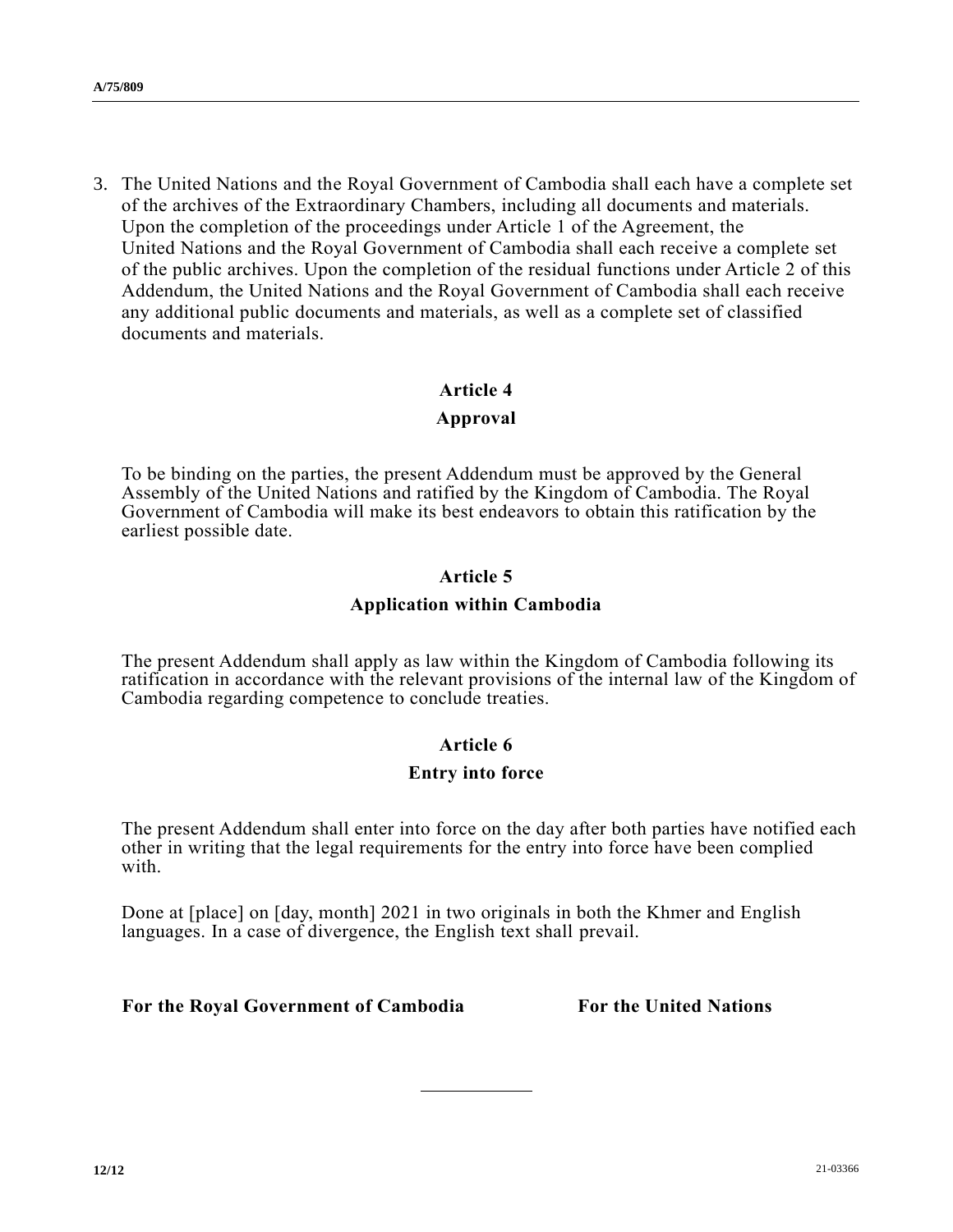3. The United Nations and the Royal Government of Cambodia shall each have a complete set of the archives of the Extraordinary Chambers, including all documents and materials. Upon the completion of the proceedings under Article 1 of the Agreement, the United Nations and the Royal Government of Cambodia shall each receive a complete set of the public archives. Upon the completion of the residual functions under Article 2 of this Addendum, the United Nations and the Royal Government of Cambodia shall each receive any additional public documents and materials, as well as a complete set of classified documents and materials.

### Article 4

### Approval

To be binding on the parties, the present Addendum must be approved by the General Assembly of the United Nations and ratified by the Kingdom of Cambodia. The Royal Government of Cambodia will make its best endeavors to obtain this ratification by the earliest possible date.

### Article 5

### Application within Cambodia

The present Addendum shall apply as law within the Kingdom of Cambodia following its ratification in accordance with the relevant provisions of the internal law of the Kingdom of Cambodia regarding competence to conclude treaties.

### Article 6

### Entry into force

The present Addendum shall enter into force on the day after both parties have notified each other in writing that the legal requirements for the entry into force have been complied with.

Done at [place] on [day, month] 2021 in two originals in both the Khmer and English languages. In a case of divergence, the English text shall prevail.

**For the Royal Government of Cambodia** **For the United Nations**